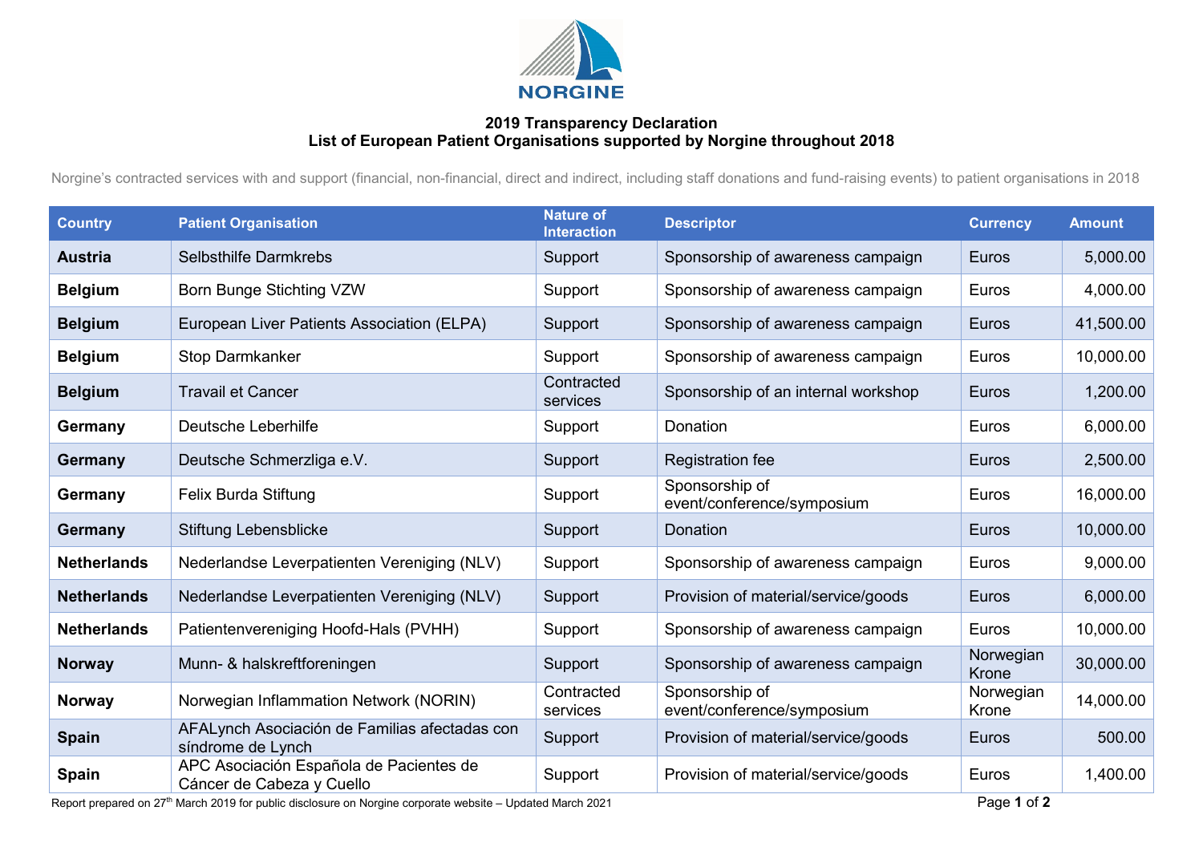NORGINE

## 2019 Transparency Declaration
## List of European Patient Organisations supported by Norgine throughout 2018

Norgine's contracted services with and support (financial, non-financial, direct and indirect, including staff donations and fund-raising events) to patient organisations in 2018

| Country | Patient Organisation | Nature of Interaction | Descriptor | Currency | Amount |
|---|---|---|---|---|---|
| **Austria** | Selbsthilfe Darmkrebs | Support | Sponsorship of awareness campaign | Euros | 5,000.00 |
| **Belgium** | Born Bunge Stichting VZW | Support | Sponsorship of awareness campaign | Euros | 4,000.00 |
| **Belgium** | European Liver Patients Association (ELPA) | Support | Sponsorship of awareness campaign | Euros | 41,500.00 |
| **Belgium** | Stop Darmkanker | Support | Sponsorship of awareness campaign | Euros | 10,000.00 |
| **Belgium** | Travail et Cancer | Contracted services | Sponsorship of an internal workshop | Euros | 1,200.00 |
| **Germany** | Deutsche Leberhilfe | Support | Donation | Euros | 6,000.00 |
| **Germany** | Deutsche Schmerzliga e.V. | Support | Registration fee | Euros | 2,500.00 |
| **Germany** | Felix Burda Stiftung | Support | Sponsorship of event/conference/symposium | Euros | 16,000.00 |
| **Germany** | Stiftung Lebensblicke | Support | Donation | Euros | 10,000.00 |
| **Netherlands** | Nederlandse Leverpatienten Vereniging (NLV) | Support | Sponsorship of awareness campaign | Euros | 9,000.00 |
| **Netherlands** | Nederlandse Leverpatienten Vereniging (NLV) | Support | Provision of material/service/goods | Euros | 6,000.00 |
| **Netherlands** | Patientenvereniging Hoofd-Hals (PVHH) | Support | Sponsorship of awareness campaign | Euros | 10,000.00 |
| **Norway** | Munn- & halskreftforeningen | Support | Sponsorship of awareness campaign | Norwegian Krone | 30,000.00 |
| **Norway** | Norwegian Inflammation Network (NORIN) | Contracted services | Sponsorship of event/conference/symposium | Norwegian Krone | 14,000.00 |
| **Spain** | AFALynch Asociación de Familias afectadas con síndrome de Lynch | Support | Provision of material/service/goods | Euros | 500.00 |
| **Spain** | APC Asociación Española de Pacientes de Cáncer de Cabeza y Cuello | Support | Provision of material/service/goods | Euros | 1,400.00 |

Report prepared on 27th March 2019 for public disclosure on Norgine corporate website – Updated March 2021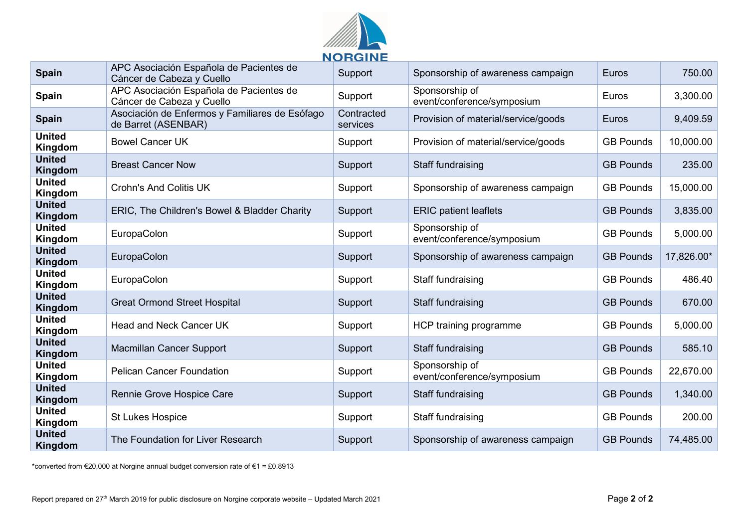| | | | | | |
|---|---|---|---|---|---|
| **Spain** | APC Asociación Española de Pacientes de Cáncer de Cabeza y Cuello | Support | Sponsorship of awareness campaign | Euros | 750.00 |
| **Spain** | APC Asociación Española de Pacientes de Cáncer de Cabeza y Cuello | Support | Sponsorship of event/conference/symposium | Euros | 3,300.00 |
| **Spain** | Asociación de Enfermos y Familiares de Esófago de Barret (ASENBAR) | Contracted services | Provision of material/service/goods | Euros | 9,409.59 |
| **United Kingdom** | Bowel Cancer UK | Support | Provision of material/service/goods | GB Pounds | 10,000.00 |
| **United Kingdom** | Breast Cancer Now | Support | Staff fundraising | GB Pounds | 235.00 |
| **United Kingdom** | Crohn's And Colitis UK | Support | Sponsorship of awareness campaign | GB Pounds | 15,000.00 |
| **United Kingdom** | ERIC, The Children's Bowel & Bladder Charity | Support | ERIC patient leaflets | GB Pounds | 3,835.00 |
| **United Kingdom** | EuropaColon | Support | Sponsorship of event/conference/symposium | GB Pounds | 5,000.00 |
| **United Kingdom** | EuropaColon | Support | Sponsorship of awareness campaign | GB Pounds | 17,826.00* |
| **United Kingdom** | EuropaColon | Support | Staff fundraising | GB Pounds | 486.40 |
| **United Kingdom** | Great Ormond Street Hospital | Support | Staff fundraising | GB Pounds | 670.00 |
| **United Kingdom** | Head and Neck Cancer UK | Support | HCP training programme | GB Pounds | 5,000.00 |
| **United Kingdom** | Macmillan Cancer Support | Support | Staff fundraising | GB Pounds | 585.10 |
| **United Kingdom** | Pelican Cancer Foundation | Support | Sponsorship of event/conference/symposium | GB Pounds | 22,670.00 |
| **United Kingdom** | Rennie Grove Hospice Care | Support | Staff fundraising | GB Pounds | 1,340.00 |
| **United Kingdom** | St Lukes Hospice | Support | Staff fundraising | GB Pounds | 200.00 |
| **United Kingdom** | The Foundation for Liver Research | Support | Sponsorship of awareness campaign | GB Pounds | 74,485.00 |

*converted from €20,000 at Norgine annual budget conversion rate of €1 = £0.8913

Report prepared on 27th March 2019 for public disclosure on Norgine corporate website – Updated March 2021